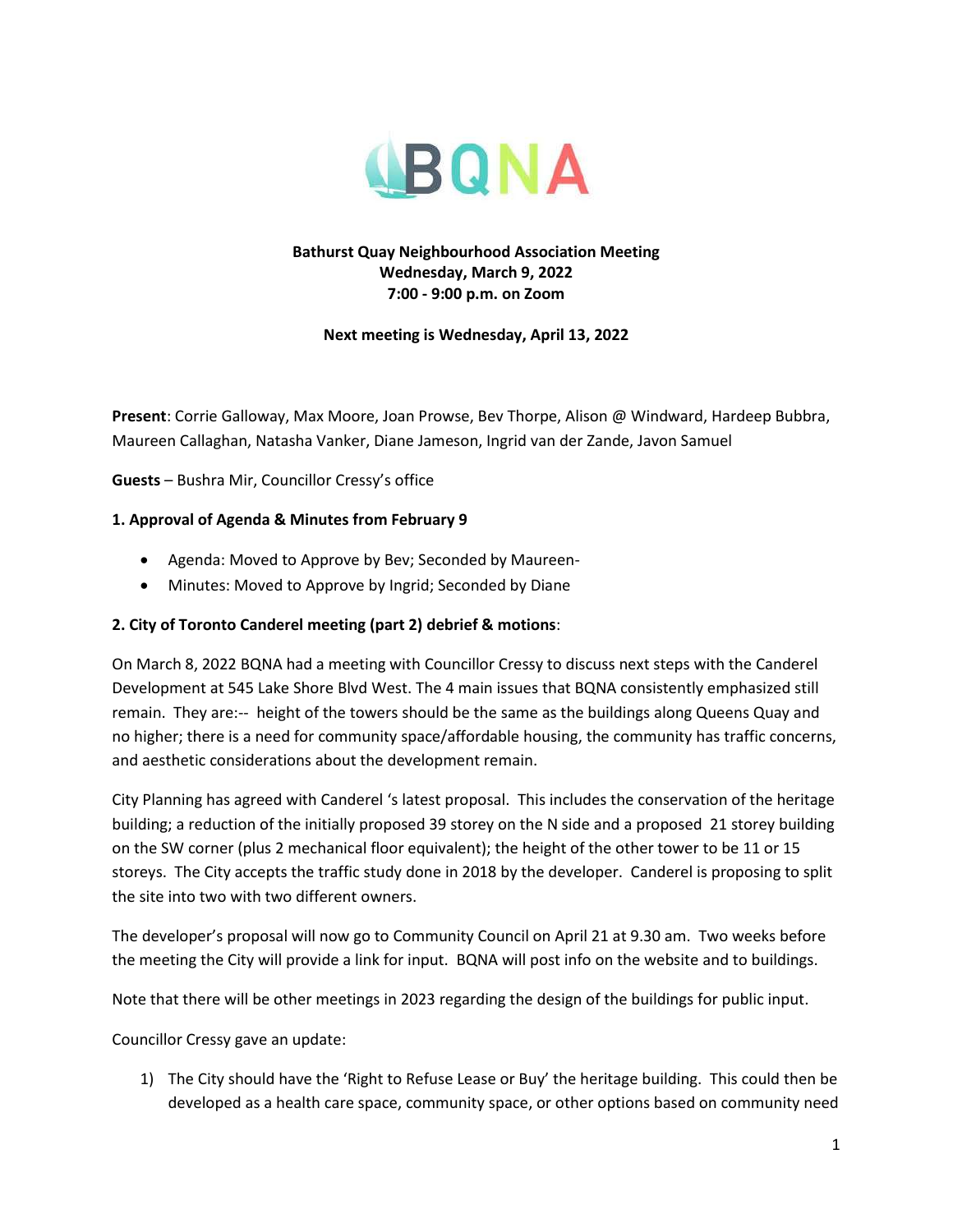# BQNA

**Bathurst Quay Neighbourhood Association Meeting**
**Wednesday, March 9, 2022**
**7:00 - 9:00 p.m. on Zoom**

**Next meeting is Wednesday, April 13, 2022**

**Present**: Corrie Galloway, Max Moore, Joan Prowse, Bev Thorpe, Alison @ Windward, Hardeep Bubbra, Maureen Callaghan, Natasha Vanker, Diane Jameson, Ingrid van der Zande, Javon Samuel

**Guests** – Bushra Mir, Councillor Cressy's office

### 1. Approval of Agenda & Minutes from February 9

- Agenda: Moved to Approve by Bev; Seconded by Maureen-
- Minutes: Moved to Approve by Ingrid; Seconded by Diane

### 2. City of Toronto Canderel meeting (part 2) debrief & motions:

On March 8, 2022 BQNA had a meeting with Councillor Cressy to discuss next steps with the Canderel Development at 545 Lake Shore Blvd West. The 4 main issues that BQNA consistently emphasized still remain. They are:-- height of the towers should be the same as the buildings along Queens Quay and no higher; there is a need for community space/affordable housing, the community has traffic concerns, and aesthetic considerations about the development remain.

City Planning has agreed with Canderel 's latest proposal. This includes the conservation of the heritage building; a reduction of the initially proposed 39 storey on the N side and a proposed 21 storey building on the SW corner (plus 2 mechanical floor equivalent); the height of the other tower to be 11 or 15 storeys. The City accepts the traffic study done in 2018 by the developer. Canderel is proposing to split the site into two with two different owners.

The developer's proposal will now go to Community Council on April 21 at 9.30 am. Two weeks before the meeting the City will provide a link for input. BQNA will post info on the website and to buildings.

Note that there will be other meetings in 2023 regarding the design of the buildings for public input.

Councillor Cressy gave an update:

1) The City should have the 'Right to Refuse Lease or Buy' the heritage building. This could then be developed as a health care space, community space, or other options based on community need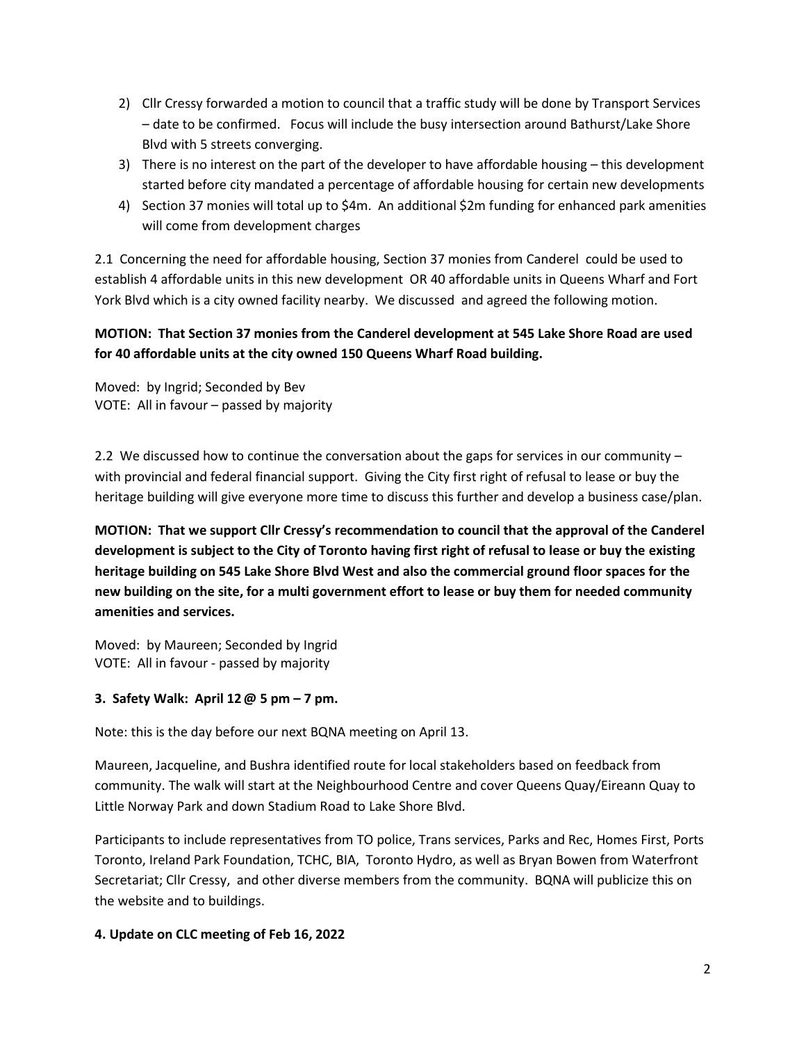2) Cllr Cressy forwarded a motion to council that a traffic study will be done by Transport Services – date to be confirmed. Focus will include the busy intersection around Bathurst/Lake Shore Blvd with 5 streets converging.
3) There is no interest on the part of the developer to have affordable housing – this development started before city mandated a percentage of affordable housing for certain new developments
4) Section 37 monies will total up to $4m. An additional $2m funding for enhanced park amenities will come from development charges

2.1 Concerning the need for affordable housing, Section 37 monies from Canderel could be used to establish 4 affordable units in this new development OR 40 affordable units in Queens Wharf and Fort York Blvd which is a city owned facility nearby. We discussed and agreed the following motion.

**MOTION: That Section 37 monies from the Canderel development at 545 Lake Shore Road are used for 40 affordable units at the city owned 150 Queens Wharf Road building.**

Moved: by Ingrid; Seconded by Bev
VOTE: All in favour – passed by majority

2.2 We discussed how to continue the conversation about the gaps for services in our community – with provincial and federal financial support. Giving the City first right of refusal to lease or buy the heritage building will give everyone more time to discuss this further and develop a business case/plan.

**MOTION: That we support Cllr Cressy's recommendation to council that the approval of the Canderel development is subject to the City of Toronto having first right of refusal to lease or buy the existing heritage building on 545 Lake Shore Blvd West and also the commercial ground floor spaces for the new building on the site, for a multi government effort to lease or buy them for needed community amenities and services.**

Moved: by Maureen; Seconded by Ingrid
VOTE: All in favour - passed by majority

### 3. Safety Walk: April 12 @ 5 pm – 7 pm.

Note: this is the day before our next BQNA meeting on April 13.

Maureen, Jacqueline, and Bushra identified route for local stakeholders based on feedback from community. The walk will start at the Neighbourhood Centre and cover Queens Quay/Eireann Quay to Little Norway Park and down Stadium Road to Lake Shore Blvd.

Participants to include representatives from TO police, Trans services, Parks and Rec, Homes First, Ports Toronto, Ireland Park Foundation, TCHC, BIA, Toronto Hydro, as well as Bryan Bowen from Waterfront Secretariat; Cllr Cressy, and other diverse members from the community. BQNA will publicize this on the website and to buildings.

### 4. Update on CLC meeting of Feb 16, 2022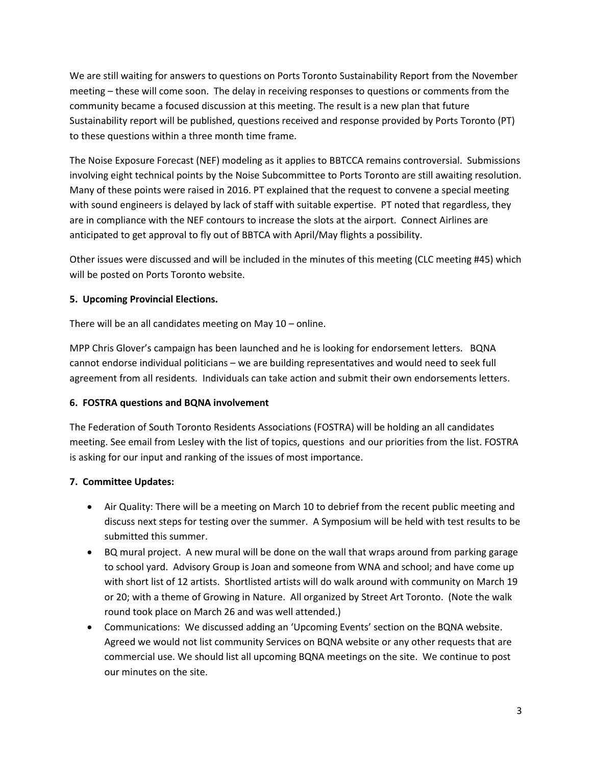We are still waiting for answers to questions on Ports Toronto Sustainability Report from the November meeting – these will come soon. The delay in receiving responses to questions or comments from the community became a focused discussion at this meeting. The result is a new plan that future Sustainability report will be published, questions received and response provided by Ports Toronto (PT) to these questions within a three month time frame.

The Noise Exposure Forecast (NEF) modeling as it applies to BBTCCA remains controversial. Submissions involving eight technical points by the Noise Subcommittee to Ports Toronto are still awaiting resolution. Many of these points were raised in 2016. PT explained that the request to convene a special meeting with sound engineers is delayed by lack of staff with suitable expertise. PT noted that regardless, they are in compliance with the NEF contours to increase the slots at the airport. Connect Airlines are anticipated to get approval to fly out of BBTCA with April/May flights a possibility.

Other issues were discussed and will be included in the minutes of this meeting (CLC meeting #45) which will be posted on Ports Toronto website.

**5. Upcoming Provincial Elections.**

There will be an all candidates meeting on May 10 – online.

MPP Chris Glover's campaign has been launched and he is looking for endorsement letters. BQNA cannot endorse individual politicians – we are building representatives and would need to seek full agreement from all residents. Individuals can take action and submit their own endorsements letters.

**6. FOSTRA questions and BQNA involvement**

The Federation of South Toronto Residents Associations (FOSTRA) will be holding an all candidates meeting. See email from Lesley with the list of topics, questions and our priorities from the list. FOSTRA is asking for our input and ranking of the issues of most importance.

**7. Committee Updates:**

- Air Quality: There will be a meeting on March 10 to debrief from the recent public meeting and discuss next steps for testing over the summer. A Symposium will be held with test results to be submitted this summer.
- BQ mural project. A new mural will be done on the wall that wraps around from parking garage to school yard. Advisory Group is Joan and someone from WNA and school; and have come up with short list of 12 artists. Shortlisted artists will do walk around with community on March 19 or 20; with a theme of Growing in Nature. All organized by Street Art Toronto. (Note the walk round took place on March 26 and was well attended.)
- Communications: We discussed adding an 'Upcoming Events' section on the BQNA website. Agreed we would not list community Services on BQNA website or any other requests that are commercial use. We should list all upcoming BQNA meetings on the site. We continue to post our minutes on the site.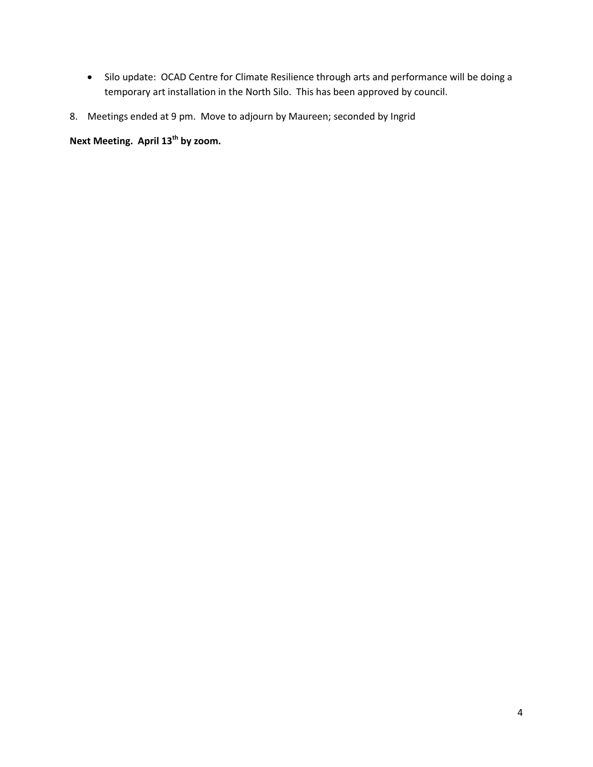- Silo update: OCAD Centre for Climate Resilience through arts and performance will be doing a temporary art installation in the North Silo. This has been approved by council.

8. Meetings ended at 9 pm. Move to adjourn by Maureen; seconded by Ingrid

**Next Meeting. April 13th by zoom.**